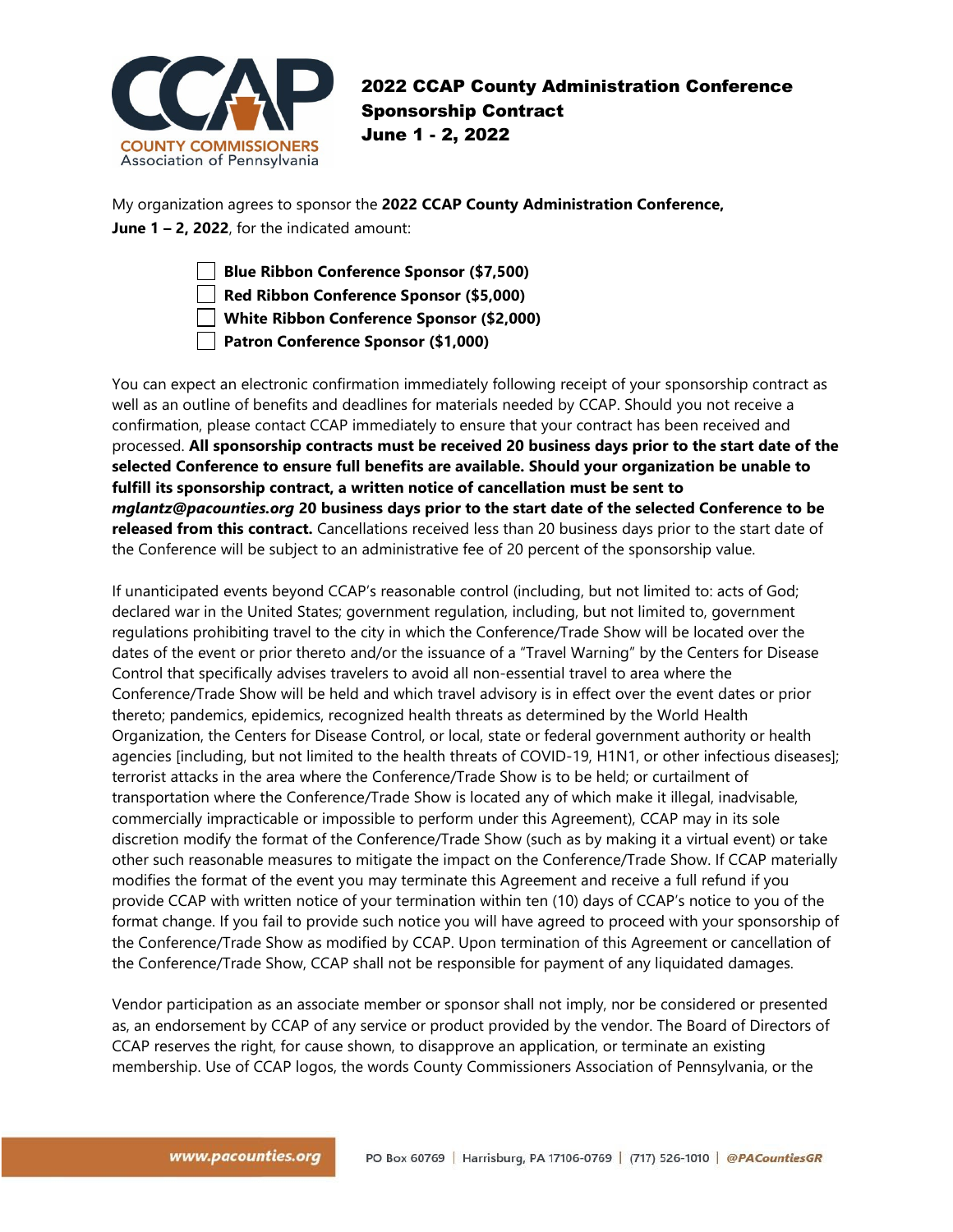# 2022 CCAP County Administration Conference Sponsorship Contract June 1 - 2, 2022

COUNTY COMMISSIONERS Association of Pennsylvania

My organization agrees to sponsor the **2022 CCAP County Administration Conference, June 1 – 2, 2022**, for the indicated amount:

- ☐ **Blue Ribbon Conference Sponsor ($7,500)**
- ☐ **Red Ribbon Conference Sponsor ($5,000)**
- ☐ **White Ribbon Conference Sponsor ($2,000)**
- ☐ **Patron Conference Sponsor ($1,000)**

You can expect an electronic confirmation immediately following receipt of your sponsorship contract as well as an outline of benefits and deadlines for materials needed by CCAP. Should you not receive a confirmation, please contact CCAP immediately to ensure that your contract has been received and processed. **All sponsorship contracts must be received 20 business days prior to the start date of the selected Conference to ensure full benefits are available. Should your organization be unable to fulfill its sponsorship contract, a written notice of cancellation must be sent to *mglantz@pacounties.org* 20 business days prior to the start date of the selected Conference to be released from this contract.** Cancellations received less than 20 business days prior to the start date of the Conference will be subject to an administrative fee of 20 percent of the sponsorship value.

If unanticipated events beyond CCAP's reasonable control (including, but not limited to: acts of God; declared war in the United States; government regulation, including, but not limited to, government regulations prohibiting travel to the city in which the Conference/Trade Show will be located over the dates of the event or prior thereto and/or the issuance of a "Travel Warning" by the Centers for Disease Control that specifically advises travelers to avoid all non-essential travel to area where the Conference/Trade Show will be held and which travel advisory is in effect over the event dates or prior thereto; pandemics, epidemics, recognized health threats as determined by the World Health Organization, the Centers for Disease Control, or local, state or federal government authority or health agencies [including, but not limited to the health threats of COVID-19, H1N1, or other infectious diseases]; terrorist attacks in the area where the Conference/Trade Show is to be held; or curtailment of transportation where the Conference/Trade Show is located any of which make it illegal, inadvisable, commercially impracticable or impossible to perform under this Agreement), CCAP may in its sole discretion modify the format of the Conference/Trade Show (such as by making it a virtual event) or take other such reasonable measures to mitigate the impact on the Conference/Trade Show. If CCAP materially modifies the format of the event you may terminate this Agreement and receive a full refund if you provide CCAP with written notice of your termination within ten (10) days of CCAP's notice to you of the format change. If you fail to provide such notice you will have agreed to proceed with your sponsorship of the Conference/Trade Show as modified by CCAP. Upon termination of this Agreement or cancellation of the Conference/Trade Show, CCAP shall not be responsible for payment of any liquidated damages.

Vendor participation as an associate member or sponsor shall not imply, nor be considered or presented as, an endorsement by CCAP of any service or product provided by the vendor. The Board of Directors of CCAP reserves the right, for cause shown, to disapprove an application, or terminate an existing membership. Use of CCAP logos, the words County Commissioners Association of Pennsylvania, or the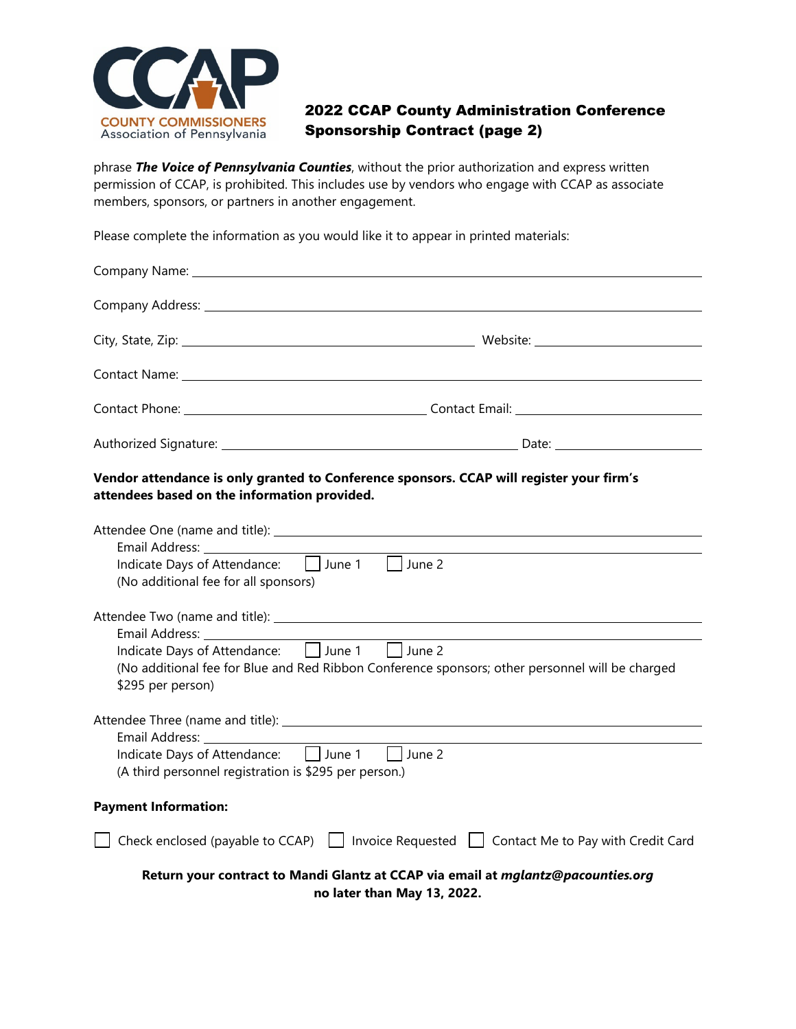## 2022 CCAP County Administration Conference Sponsorship Contract (page 2)

phrase ***The Voice of Pennsylvania Counties***, without the prior authorization and express written permission of CCAP, is prohibited. This includes use by vendors who engage with CCAP as associate members, sponsors, or partners in another engagement.

Please complete the information as you would like it to appear in printed materials:

Company Name: ______________________________________________

Company Address: ______________________________________________

City, State, Zip: ______________________________ Website: ____________________

Contact Name: ______________________________________________

Contact Phone: ____________________________ Contact Email: ____________________

Authorized Signature: ________________________________ Date: ________________

**Vendor attendance is only granted to Conference sponsors. CCAP will register your firm's attendees based on the information provided.**

Attendee One (name and title): ______________________________________________

Email Address: ______________________________________________

Indicate Days of Attendance: ☐ June 1 ☐ June 2

(No additional fee for all sponsors)

Attendee Two (name and title): ______________________________________________

Email Address: ______________________________________________

Indicate Days of Attendance: ☐ June 1 ☐ June 2

(No additional fee for Blue and Red Ribbon Conference sponsors; other personnel will be charged $295 per person)

Attendee Three (name and title): ______________________________________________

Email Address: ______________________________________________

Indicate Days of Attendance: ☐ June 1 ☐ June 2

(A third personnel registration is $295 per person.)

**Payment Information:**

☐ Check enclosed (payable to CCAP) ☐ Invoice Requested ☐ Contact Me to Pay with Credit Card

**Return your contract to Mandi Glantz at CCAP via email at *mglantz@pacounties.org* no later than May 13, 2022.**